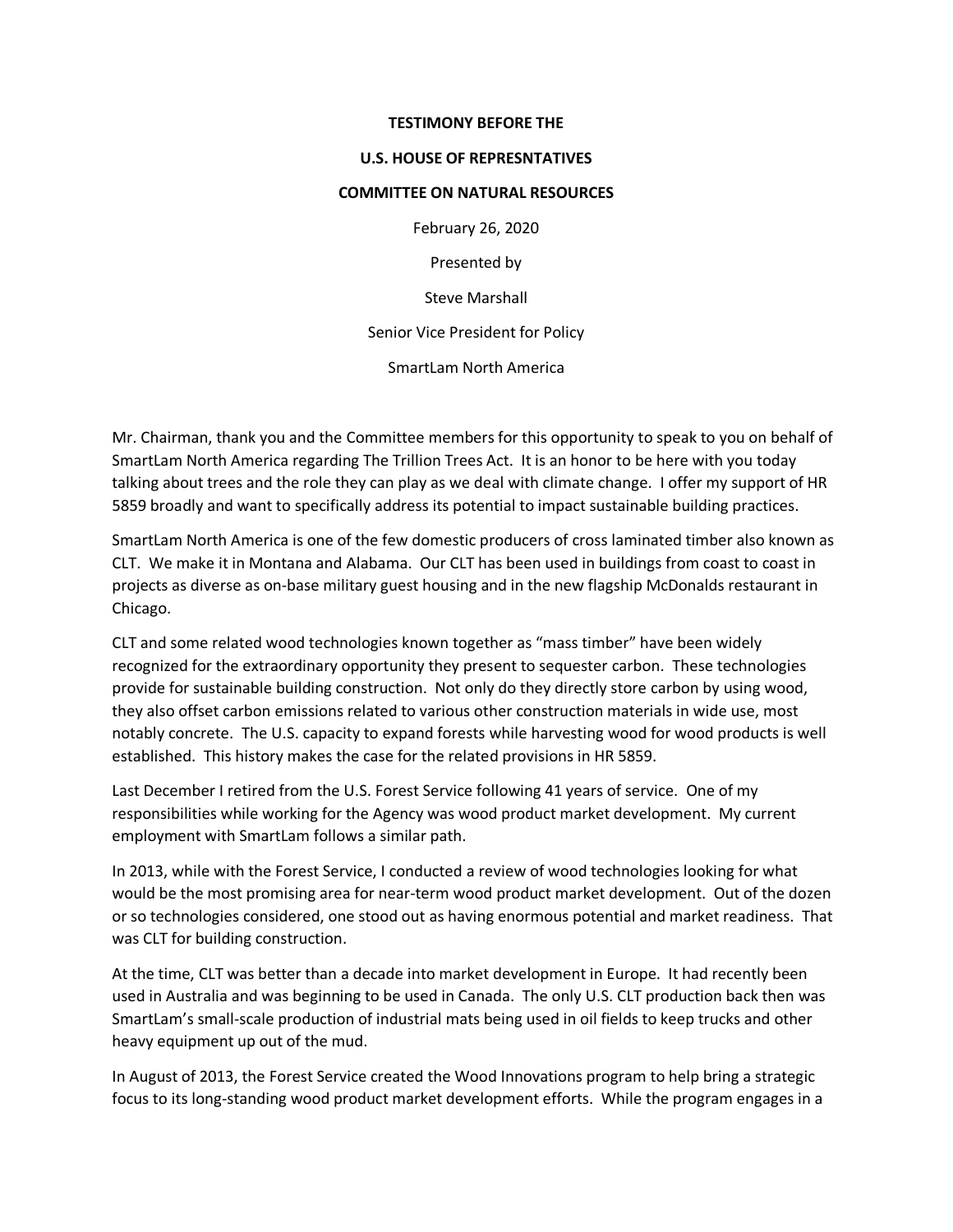**TESTIMONY BEFORE THE**

**U.S. HOUSE OF REPRESNTATIVES**

**COMMITTEE ON NATURAL RESOURCES**

February 26, 2020

Presented by

Steve Marshall

Senior Vice President for Policy

SmartLam North America

Mr. Chairman, thank you and the Committee members for this opportunity to speak to you on behalf of SmartLam North America regarding The Trillion Trees Act. It is an honor to be here with you today talking about trees and the role they can play as we deal with climate change. I offer my support of HR 5859 broadly and want to specifically address its potential to impact sustainable building practices.

SmartLam North America is one of the few domestic producers of cross laminated timber also known as CLT. We make it in Montana and Alabama. Our CLT has been used in buildings from coast to coast in projects as diverse as on-base military guest housing and in the new flagship McDonalds restaurant in Chicago.

CLT and some related wood technologies known together as "mass timber" have been widely recognized for the extraordinary opportunity they present to sequester carbon. These technologies provide for sustainable building construction. Not only do they directly store carbon by using wood, they also offset carbon emissions related to various other construction materials in wide use, most notably concrete. The U.S. capacity to expand forests while harvesting wood for wood products is well established. This history makes the case for the related provisions in HR 5859.

Last December I retired from the U.S. Forest Service following 41 years of service. One of my responsibilities while working for the Agency was wood product market development. My current employment with SmartLam follows a similar path.

In 2013, while with the Forest Service, I conducted a review of wood technologies looking for what would be the most promising area for near-term wood product market development. Out of the dozen or so technologies considered, one stood out as having enormous potential and market readiness. That was CLT for building construction.

At the time, CLT was better than a decade into market development in Europe. It had recently been used in Australia and was beginning to be used in Canada. The only U.S. CLT production back then was SmartLam's small-scale production of industrial mats being used in oil fields to keep trucks and other heavy equipment up out of the mud.

In August of 2013, the Forest Service created the Wood Innovations program to help bring a strategic focus to its long-standing wood product market development efforts. While the program engages in a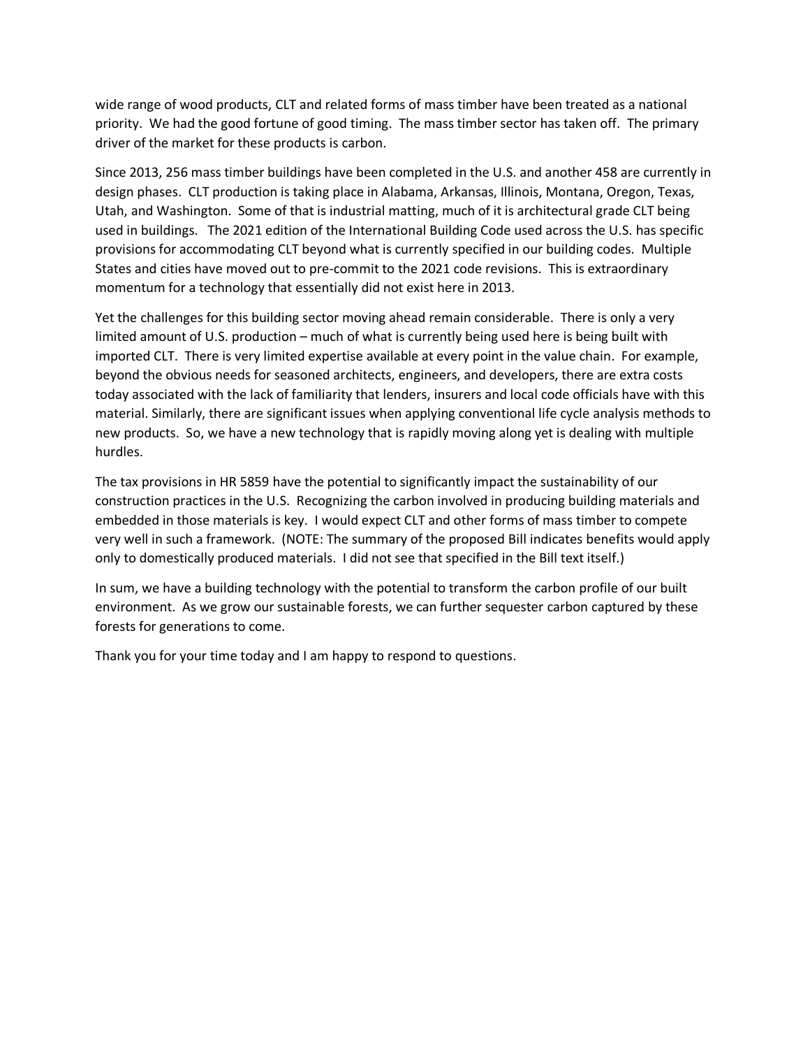wide range of wood products, CLT and related forms of mass timber have been treated as a national priority. We had the good fortune of good timing. The mass timber sector has taken off. The primary driver of the market for these products is carbon.

Since 2013, 256 mass timber buildings have been completed in the U.S. and another 458 are currently in design phases. CLT production is taking place in Alabama, Arkansas, Illinois, Montana, Oregon, Texas, Utah, and Washington. Some of that is industrial matting, much of it is architectural grade CLT being used in buildings. The 2021 edition of the International Building Code used across the U.S. has specific provisions for accommodating CLT beyond what is currently specified in our building codes. Multiple States and cities have moved out to pre-commit to the 2021 code revisions. This is extraordinary momentum for a technology that essentially did not exist here in 2013.

Yet the challenges for this building sector moving ahead remain considerable. There is only a very limited amount of U.S. production – much of what is currently being used here is being built with imported CLT. There is very limited expertise available at every point in the value chain. For example, beyond the obvious needs for seasoned architects, engineers, and developers, there are extra costs today associated with the lack of familiarity that lenders, insurers and local code officials have with this material. Similarly, there are significant issues when applying conventional life cycle analysis methods to new products. So, we have a new technology that is rapidly moving along yet is dealing with multiple hurdles.

The tax provisions in HR 5859 have the potential to significantly impact the sustainability of our construction practices in the U.S. Recognizing the carbon involved in producing building materials and embedded in those materials is key. I would expect CLT and other forms of mass timber to compete very well in such a framework. (NOTE: The summary of the proposed Bill indicates benefits would apply only to domestically produced materials. I did not see that specified in the Bill text itself.)

In sum, we have a building technology with the potential to transform the carbon profile of our built environment. As we grow our sustainable forests, we can further sequester carbon captured by these forests for generations to come.

Thank you for your time today and I am happy to respond to questions.